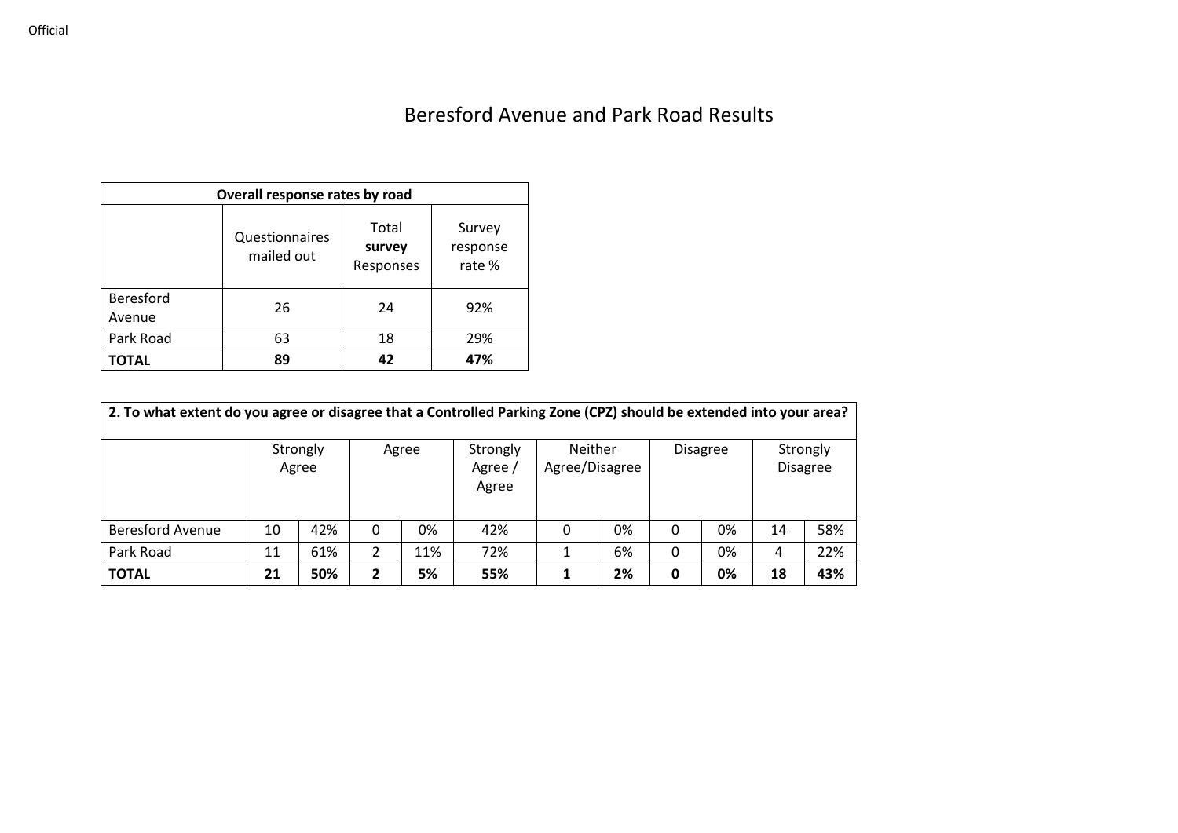# Beresford Avenue and Park Road Results

| Overall response rates by road | | | |
|---|---|---|---|
| | Questionnaires mailed out | Total **survey** Responses | Survey response rate % |
| Beresford Avenue | 26 | 24 | 92% |
| Park Road | 63 | 18 | 29% |
| **TOTAL** | **89** | **42** | **47%** |

| 2. To what extent do you agree or disagree that a Controlled Parking Zone (CPZ) should be extended into your area? | | | | | | | | | | | |
|---|---|---|---|---|---|---|---|---|---|---|---|
| | Strongly Agree | | Agree | | Strongly Agree / Agree | Neither Agree/Disagree | | Disagree | | Strongly Disagree | |
| Beresford Avenue | 10 | 42% | 0 | 0% | 42% | 0 | 0% | 0 | 0% | 14 | 58% |
| Park Road | 11 | 61% | 2 | 11% | 72% | 1 | 6% | 0 | 0% | 4 | 22% |
| **TOTAL** | **21** | **50%** | **2** | **5%** | **55%** | **1** | **2%** | **0** | **0%** | **18** | **43%** |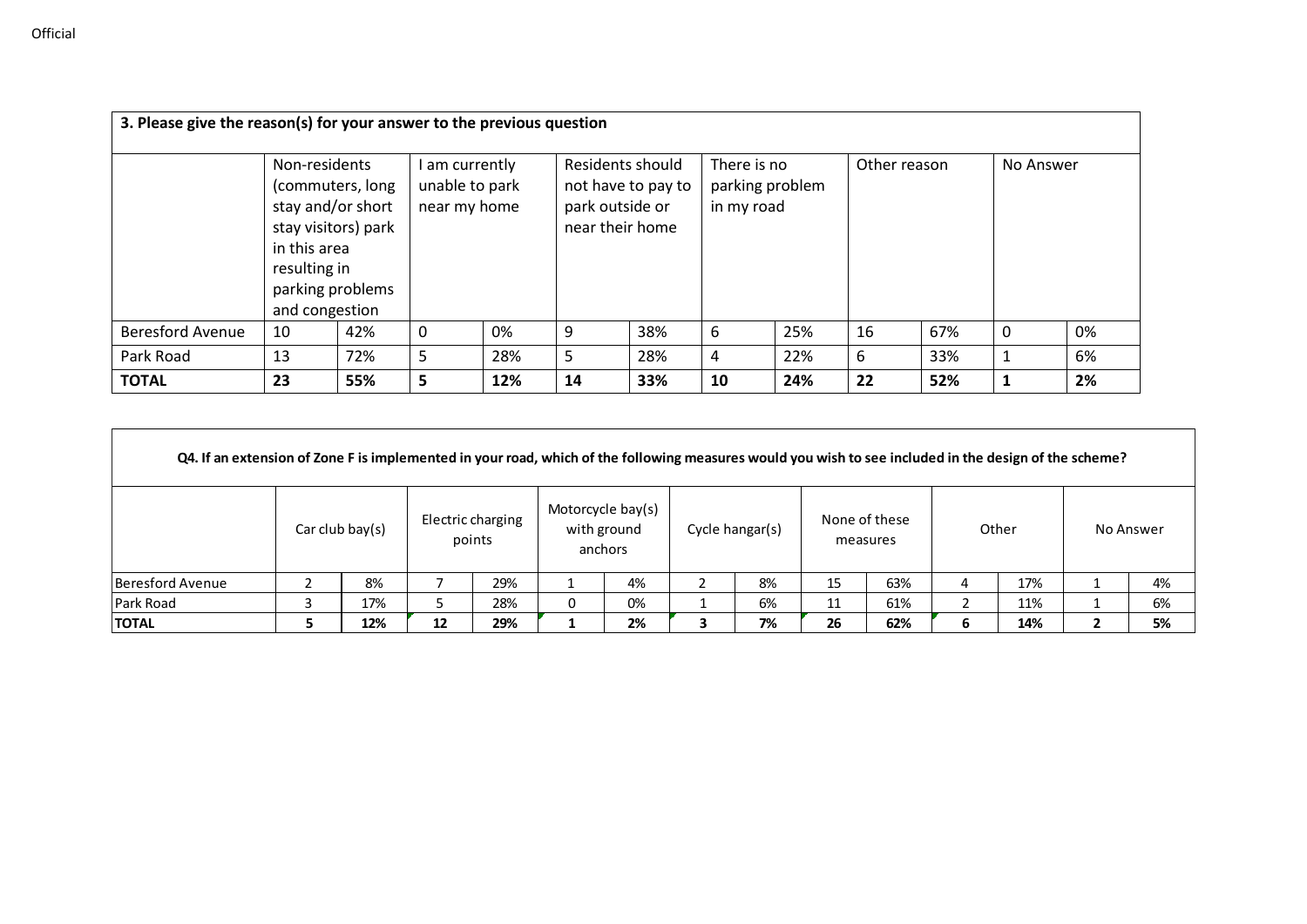| 3. Please give the reason(s) for your answer to the previous question | | | | | | | | | | | | |
|---|---|---|---|---|---|---|---|---|---|---|---|---|
| | Non-residents (commuters, long stay and/or short stay visitors) park in this area resulting in parking problems and congestion | | I am currently unable to park near my home | | Residents should not have to pay to park outside or near their home | | There is no parking problem in my road | | Other reason | | No Answer | |
| Beresford Avenue | 10 | 42% | 0 | 0% | 9 | 38% | 6 | 25% | 16 | 67% | 0 | 0% |
| Park Road | 13 | 72% | 5 | 28% | 5 | 28% | 4 | 22% | 6 | 33% | 1 | 6% |
| **TOTAL** | **23** | **55%** | **5** | **12%** | **14** | **33%** | **10** | **24%** | **22** | **52%** | **1** | **2%** |

| Q4. If an extension of Zone F is implemented in your road, which of the following measures would you wish to see included in the design of the scheme? | | | | | | | | | | | | | | |
|---|---|---|---|---|---|---|---|---|---|---|---|---|---|---|
| | Car club bay(s) | | Electric charging points | | Motorcycle bay(s) with ground anchors | | Cycle hangar(s) | | None of these measures | | Other | | No Answer | |
| Beresford Avenue | 2 | 8% | 7 | 29% | 1 | 4% | 2 | 8% | 15 | 63% | 4 | 17% | 1 | 4% |
| Park Road | 3 | 17% | 5 | 28% | 0 | 0% | 1 | 6% | 11 | 61% | 2 | 11% | 1 | 6% |
| **TOTAL** | **5** | **12%** | **12** | **29%** | **1** | **2%** | **3** | **7%** | **26** | **62%** | **6** | **14%** | **2** | **5%** |